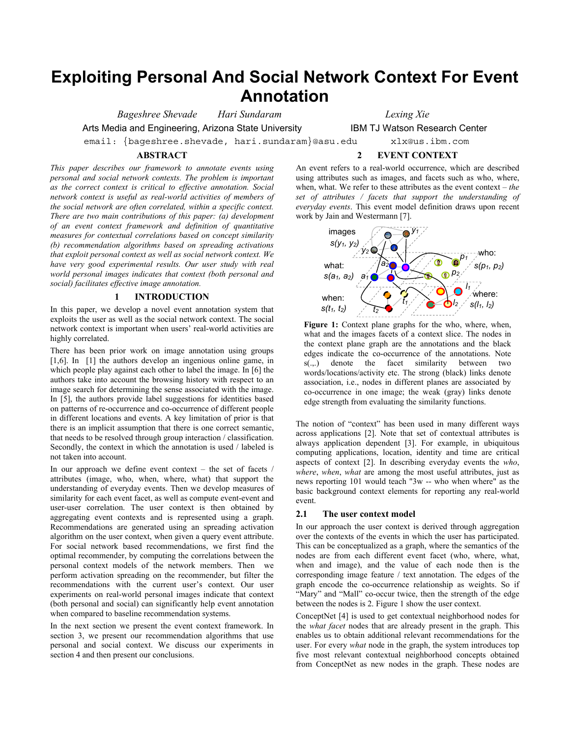# Exploiting Personal And Social Network Context For Event Annotation

*Bageshree Shevade* *Hari Sundaram*
Arts Media and Engineering, Arizona State University
email: {bageshree.shevade, hari.sundaram}@asu.edu

*Lexing Xie*
IBM TJ Watson Research Center
xlx@us.ibm.com

## ABSTRACT

*This paper describes our framework to annotate events using personal and social network contexts. The problem is important as the correct context is critical to effective annotation. Social network context is useful as real-world activities of members of the social network are often correlated, within a specific context. There are two main contributions of this paper: (a) development of an event context framework and definition of quantitative measures for contextual correlations based on concept similarity (b) recommendation algorithms based on spreading activations that exploit personal context as well as social network context. We have very good experimental results. Our user study with real world personal images indicates that context (both personal and social) facilitates effective image annotation.*

## 1 INTRODUCTION

In this paper, we develop a novel event annotation system that exploits the user as well as the social network context. The social network context is important when users' real-world activities are highly correlated.

There has been prior work on image annotation using groups [1,6]. In [1] the authors develop an ingenious online game, in which people play against each other to label the image. In [6] the authors take into account the browsing history with respect to an image search for determining the sense associated with the image. In [5], the authors provide label suggestions for identities based on patterns of re-occurrence and co-occurrence of different people in different locations and events. A key limitation of prior is that there is an implicit assumption that there is one correct semantic, that needs to be resolved through group interaction / classification. Secondly, the context in which the annotation is used / labeled is not taken into account.

In our approach we define event context – the set of facets / attributes (image, who, when, where, what) that support the understanding of everyday events. Then we develop measures of similarity for each event facet, as well as compute event-event and user-user correlation. The user context is then obtained by aggregating event contexts and is represented using a graph. Recommendations are generated using an spreading activation algorithm on the user context, when given a query event attribute. For social network based recommendations, we first find the optimal recommender, by computing the correlations between the personal context models of the network members. Then we perform activation spreading on the recommender, but filter the recommendations with the current user's context. Our user experiments on real-world personal images indicate that context (both personal and social) can significantly help event annotation when compared to baseline recommendation systems.

In the next section we present the event context framework. In section 3, we present our recommendation algorithms that use personal and social context. We discuss our experiments in section 4 and then present our conclusions.

## 2 EVENT CONTEXT

An event refers to a real-world occurrence, which are described using attributes such as images, and facets such as who, where, when, what. We refer to these attributes as the event context – *the set of attributes / facets that support the understanding of everyday events*. This event model definition draws upon recent work by Jain and Westermann [7].

**Figure 1:** Context plane graphs for the who, where, when, what and the images facets of a context slice. The nodes in the context plane graph are the annotations and the black edges indicate the co-occurrence of the annotations. Note s(.,.) denote the facet similarity between two words/locations/activity etc. The strong (black) links denote association, i.e., nodes in different planes are associated by co-occurrence in one image; the weak (gray) links denote edge strength from evaluating the similarity functions.

The notion of "context" has been used in many different ways across applications [2]. Note that set of contextual attributes is always application dependent [3]. For example, in ubiquitous computing applications, location, identity and time are critical aspects of context [2]. In describing everyday events the *who*, *where*, *when*, *what* are among the most useful attributes, just as news reporting 101 would teach "3w -- who when where" as the basic background context elements for reporting any real-world event.

### 2.1 The user context model

In our approach the user context is derived through aggregation over the contexts of the events in which the user has participated. This can be conceptualized as a graph, where the semantics of the nodes are from each different event facet (who, where, what, when and image), and the value of each node then is the corresponding image feature / text annotation. The edges of the graph encode the co-occurrence relationship as weights. So if "Mary" and "Mall" co-occur twice, then the strength of the edge between the nodes is 2. Figure 1 show the user context.

ConceptNet [4] is used to get contextual neighborhood nodes for the *what facet* nodes that are already present in the graph. This enables us to obtain additional relevant recommendations for the user. For every *what* node in the graph, the system introduces top five most relevant contextual neighborhood concepts obtained from ConceptNet as new nodes in the graph. These nodes are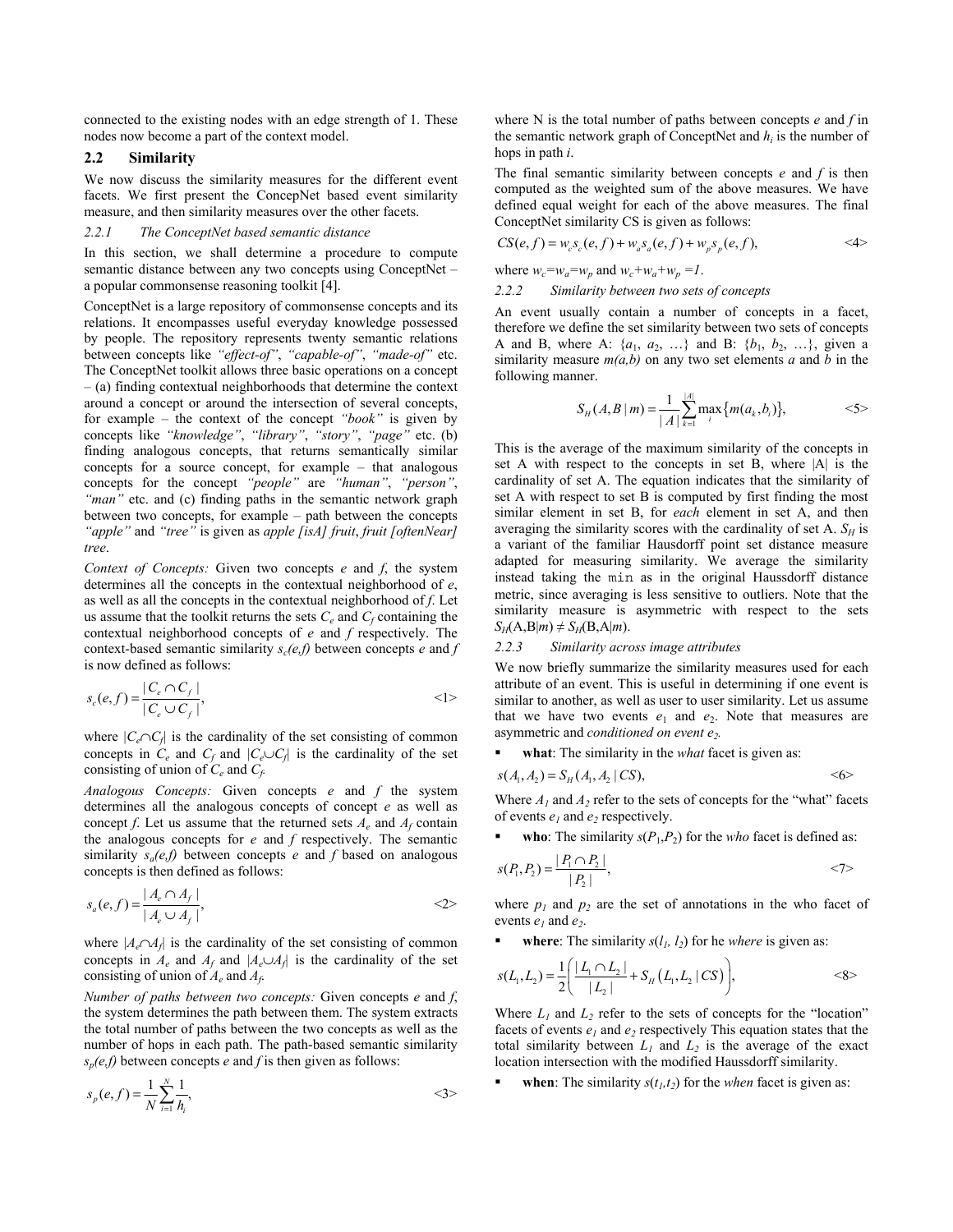connected to the existing nodes with an edge strength of 1. These nodes now become a part of the context model.

## 2.2 Similarity

We now discuss the similarity measures for the different event facets. We first present the ConcepNet based event similarity measure, and then similarity measures over the other facets.

### 2.2.1 The ConceptNet based semantic distance

In this section, we shall determine a procedure to compute semantic distance between any two concepts using ConceptNet – a popular commonsense reasoning toolkit [4].

ConceptNet is a large repository of commonsense concepts and its relations. It encompasses useful everyday knowledge possessed by people. The repository represents twenty semantic relations between concepts like *"effect-of"*, *"capable-of"*, *"made-of"* etc. The ConceptNet toolkit allows three basic operations on a concept – (a) finding contextual neighborhoods that determine the context around a concept or around the intersection of several concepts, for example – the context of the concept *"book"* is given by concepts like *"knowledge"*, *"library"*, *"story"*, *"page"* etc. (b) finding analogous concepts, that returns semantically similar concepts for a source concept, for example – that analogous concepts for the concept *"people"* are *"human"*, *"person"*, *"man"* etc. and (c) finding paths in the semantic network graph between two concepts, for example – path between the concepts *"apple"* and *"tree"* is given as *apple [isA] fruit*, *fruit [oftenNear] tree*.

*Context of Concepts:* Given two concepts $e$ and $f$, the system determines all the concepts in the contextual neighborhood of $e$, as well as all the concepts in the contextual neighborhood of $f$. Let us assume that the toolkit returns the sets $C_e$ and $C_f$ containing the contextual neighborhood concepts of $e$ and $f$ respectively. The context-based semantic similarity $s_c(e,f)$ between concepts $e$ and $f$ is now defined as follows:

$$s_c(e,f) = \frac{|C_e \cap C_f|}{|C_e \cup C_f|}, \qquad \text{<1>}$$

where $|C_e \cap C_f|$ is the cardinality of the set consisting of common concepts in $C_e$ and $C_f$ and $|C_e \cup C_f|$ is the cardinality of the set consisting of union of $C_e$ and $C_f$.

*Analogous Concepts:* Given concepts $e$ and $f$ the system determines all the analogous concepts of concept $e$ as well as concept $f$. Let us assume that the returned sets $A_e$ and $A_f$ contain the analogous concepts for $e$ and $f$ respectively. The semantic similarity $s_a(e,f)$ between concepts $e$ and $f$ based on analogous concepts is then defined as follows:

$$s_a(e,f) = \frac{|A_e \cap A_f|}{|A_e \cup A_f|}, \qquad \text{<2>}$$

where $|A_e \cap A_f|$ is the cardinality of the set consisting of common concepts in $A_e$ and $A_f$ and $|A_e \cup A_f|$ is the cardinality of the set consisting of union of $A_e$ and $A_f$.

*Number of paths between two concepts:* Given concepts $e$ and $f$, the system determines the path between them. The system extracts the total number of paths between the two concepts as well as the number of hops in each path. The path-based semantic similarity $s_p(e,f)$ between concepts $e$ and $f$ is then given as follows:

$$s_p(e,f) = \frac{1}{N}\sum_{i=1}^{N}\frac{1}{h_i}, \qquad \text{<3>}$$

where N is the total number of paths between concepts $e$ and $f$ in the semantic network graph of ConceptNet and $h_i$ is the number of hops in path $i$.

The final semantic similarity between concepts $e$ and $f$ is then computed as the weighted sum of the above measures. We have defined equal weight for each of the above measures. The final ConceptNet similarity CS is given as follows:

$$CS(e,f) = w_c s_c(e,f) + w_a s_a(e,f) + w_p s_p(e,f), \qquad \text{<4>}$$

where $w_c = w_a = w_p$ and $w_c + w_a + w_p = 1$.

### 2.2.2 Similarity between two sets of concepts

An event usually contain a number of concepts in a facet, therefore we define the set similarity between two sets of concepts A and B, where A: $\{a_1, a_2, \ldots\}$ and B: $\{b_1, b_2, \ldots\}$, given a similarity measure $m(a,b)$ on any two set elements $a$ and $b$ in the following manner.

$$S_H(A,B \mid m) = \frac{1}{|A|}\sum_{k=1}^{|A|}\max_i\{m(a_k,b_i)\}, \qquad \text{<5>}$$

This is the average of the maximum similarity of the concepts in set A with respect to the concepts in set B, where |A| is the cardinality of set A. The equation indicates that the similarity of set A with respect to set B is computed by first finding the most similar element in set B, for *each* element in set A, and then averaging the similarity scores with the cardinality of set A. $S_H$ is a variant of the familiar Haussdorff point set distance measure adapted for measuring similarity. We average the similarity instead taking the `min` as in the original Haussdorff distance metric, since averaging is less sensitive to outliers. Note that the similarity measure is asymmetric with respect to the sets $S_H(A,B|m) \neq S_H(B,A|m)$.

### 2.2.3 Similarity across image attributes

We now briefly summarize the similarity measures used for each attribute of an event. This is useful in determining if one event is similar to another, as well as user to user similarity. Let us assume that we have two events $e_1$ and $e_2$. Note that measures are asymmetric and *conditioned on event $e_2$*.

- **what**: The similarity in the *what* facet is given as:

$$s(A_1, A_2) = S_H(A_1, A_2 \mid CS), \qquad \text{<6>}$$

Where $A_1$ and $A_2$ refer to the sets of concepts for the "what" facets of events $e_1$ and $e_2$ respectively.

- **who**: The similarity $s(P_1,P_2)$ for the *who* facet is defined as:

$$s(P_1, P_2) = \frac{|P_1 \cap P_2|}{|P_2|}, \qquad \text{<7>}$$

where $p_1$ and $p_2$ are the set of annotations in the who facet of events $e_1$ and $e_2$.

- **where**: The similarity $s(l_1, l_2)$ for he *where* is given as:

$$s(L_1, L_2) = \frac{1}{2}\left(\frac{|L_1 \cap L_2|}{|L_2|} + S_H\left(L_1, L_2 \mid CS\right)\right), \qquad \text{<8>}$$

Where $L_1$ and $L_2$ refer to the sets of concepts for the "location" facets of events $e_1$ and $e_2$ respectively This equation states that the total similarity between $L_1$ and $L_2$ is the average of the exact location intersection with the modified Haussdorff similarity.

- **when**: The similarity $s(t_1,t_2)$ for the *when* facet is given as: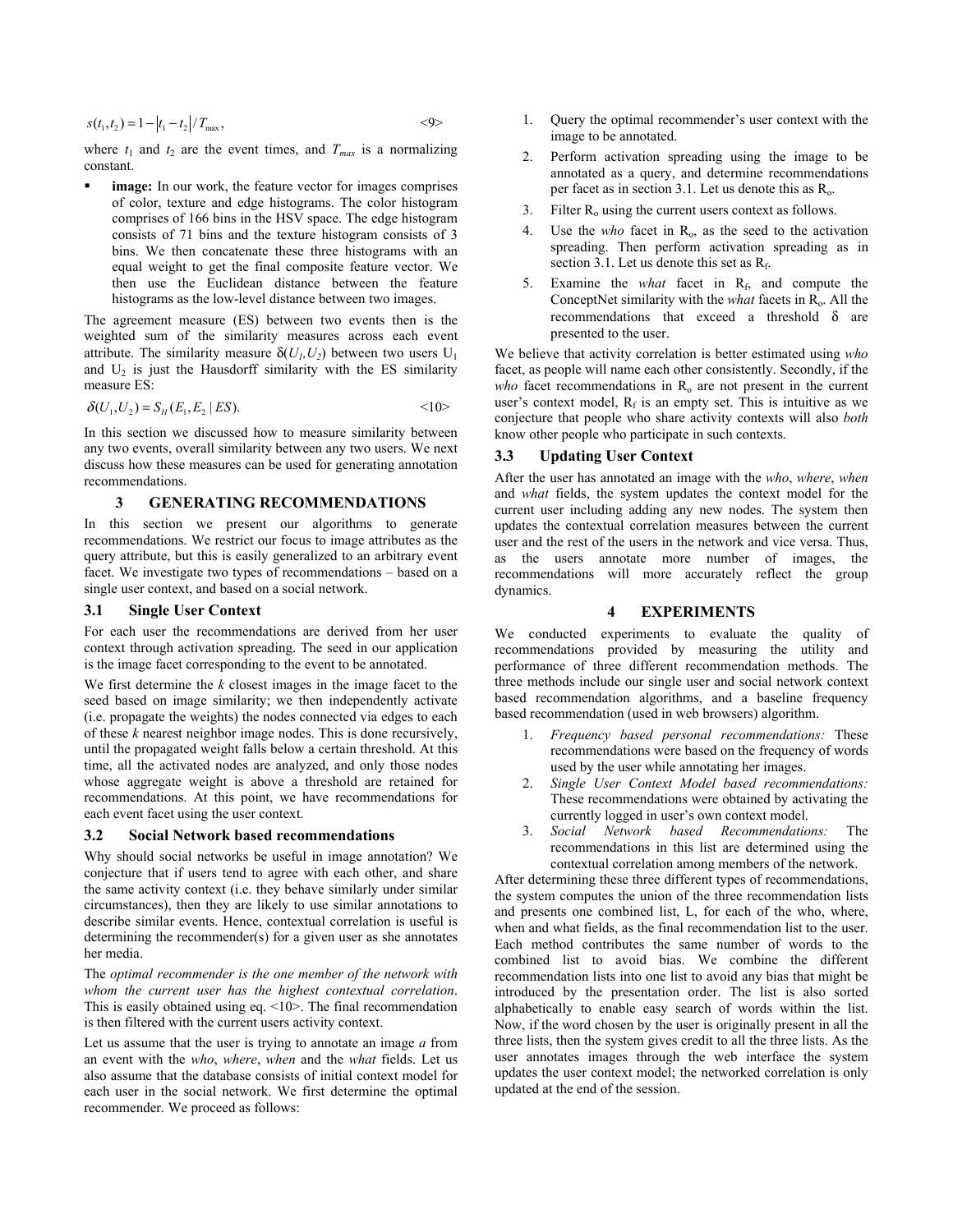$$s(t_1, t_2) = 1 - |t_1 - t_2| / T_{max}, \qquad <9>$$

where $t_1$ and $t_2$ are the event times, and $T_{max}$ is a normalizing constant.

- **image:** In our work, the feature vector for images comprises of color, texture and edge histograms. The color histogram comprises of 166 bins in the HSV space. The edge histogram consists of 71 bins and the texture histogram consists of 3 bins. We then concatenate these three histograms with an equal weight to get the final composite feature vector. We then use the Euclidean distance between the feature histograms as the low-level distance between two images.

The agreement measure (ES) between two events then is the weighted sum of the similarity measures across each event attribute. The similarity measure $\delta(U_1, U_2)$ between two users $U_1$ and $U_2$ is just the Hausdorff similarity with the ES similarity measure ES:

$$\delta(U_1, U_2) = S_H(E_1, E_2 \mid ES). \qquad <10>$$

In this section we discussed how to measure similarity between any two events, overall similarity between any two users. We next discuss how these measures can be used for generating annotation recommendations.

# 3 GENERATING RECOMMENDATIONS

In this section we present our algorithms to generate recommendations. We restrict our focus to image attributes as the query attribute, but this is easily generalized to an arbitrary event facet. We investigate two types of recommendations – based on a single user context, and based on a social network.

## 3.1 Single User Context

For each user the recommendations are derived from her user context through activation spreading. The seed in our application is the image facet corresponding to the event to be annotated.

We first determine the *k* closest images in the image facet to the seed based on image similarity; we then independently activate (i.e. propagate the weights) the nodes connected via edges to each of these *k* nearest neighbor image nodes. This is done recursively, until the propagated weight falls below a certain threshold. At this time, all the activated nodes are analyzed, and only those nodes whose aggregate weight is above a threshold are retained for recommendations. At this point, we have recommendations for each event facet using the user context.

## 3.2 Social Network based recommendations

Why should social networks be useful in image annotation? We conjecture that if users tend to agree with each other, and share the same activity context (i.e. they behave similarly under similar circumstances), then they are likely to use similar annotations to describe similar events. Hence, contextual correlation is useful is determining the recommender(s) for a given user as she annotates her media.

The *optimal recommender is the one member of the network with whom the current user has the highest contextual correlation*. This is easily obtained using eq. <10>. The final recommendation is then filtered with the current users activity context.

Let us assume that the user is trying to annotate an image *a* from an event with the *who*, *where*, *when* and the *what* fields. Let us also assume that the database consists of initial context model for each user in the social network. We first determine the optimal recommender. We proceed as follows:

1. Query the optimal recommender's user context with the image to be annotated.
2. Perform activation spreading using the image to be annotated as a query, and determine recommendations per facet as in section 3.1. Let us denote this as $R_o$.
3. Filter $R_o$ using the current users context as follows.
4. Use the *who* facet in $R_o$, as the seed to the activation spreading. Then perform activation spreading as in section 3.1. Let us denote this set as $R_f$.
5. Examine the *what* facet in $R_f$, and compute the ConceptNet similarity with the *what* facets in $R_o$. All the recommendations that exceed a threshold $\delta$ are presented to the user.

We believe that activity correlation is better estimated using *who* facet, as people will name each other consistently. Secondly, if the *who* facet recommendations in $R_o$ are not present in the current user's context model, $R_f$ is an empty set. This is intuitive as we conjecture that people who share activity contexts will also *both* know other people who participate in such contexts.

## 3.3 Updating User Context

After the user has annotated an image with the *who*, *where*, *when* and *what* fields, the system updates the context model for the current user including adding any new nodes. The system then updates the contextual correlation measures between the current user and the rest of the users in the network and vice versa. Thus, as the users annotate more number of images, the recommendations will more accurately reflect the group dynamics.

# 4 EXPERIMENTS

We conducted experiments to evaluate the quality of recommendations provided by measuring the utility and performance of three different recommendation methods. The three methods include our single user and social network context based recommendation algorithms, and a baseline frequency based recommendation (used in web browsers) algorithm.

1. *Frequency based personal recommendations:* These recommendations were based on the frequency of words used by the user while annotating her images.
2. *Single User Context Model based recommendations:* These recommendations were obtained by activating the currently logged in user's own context model.
3. *Social Network based Recommendations:* The recommendations in this list are determined using the contextual correlation among members of the network.

After determining these three different types of recommendations, the system computes the union of the three recommendation lists and presents one combined list, L, for each of the who, where, when and what fields, as the final recommendation list to the user. Each method contributes the same number of words to the combined list to avoid bias. We combine the different recommendation lists into one list to avoid any bias that might be introduced by the presentation order. The list is also sorted alphabetically to enable easy search of words within the list. Now, if the word chosen by the user is originally present in all the three lists, then the system gives credit to all the three lists. As the user annotates images through the web interface the system updates the user context model; the networked correlation is only updated at the end of the session.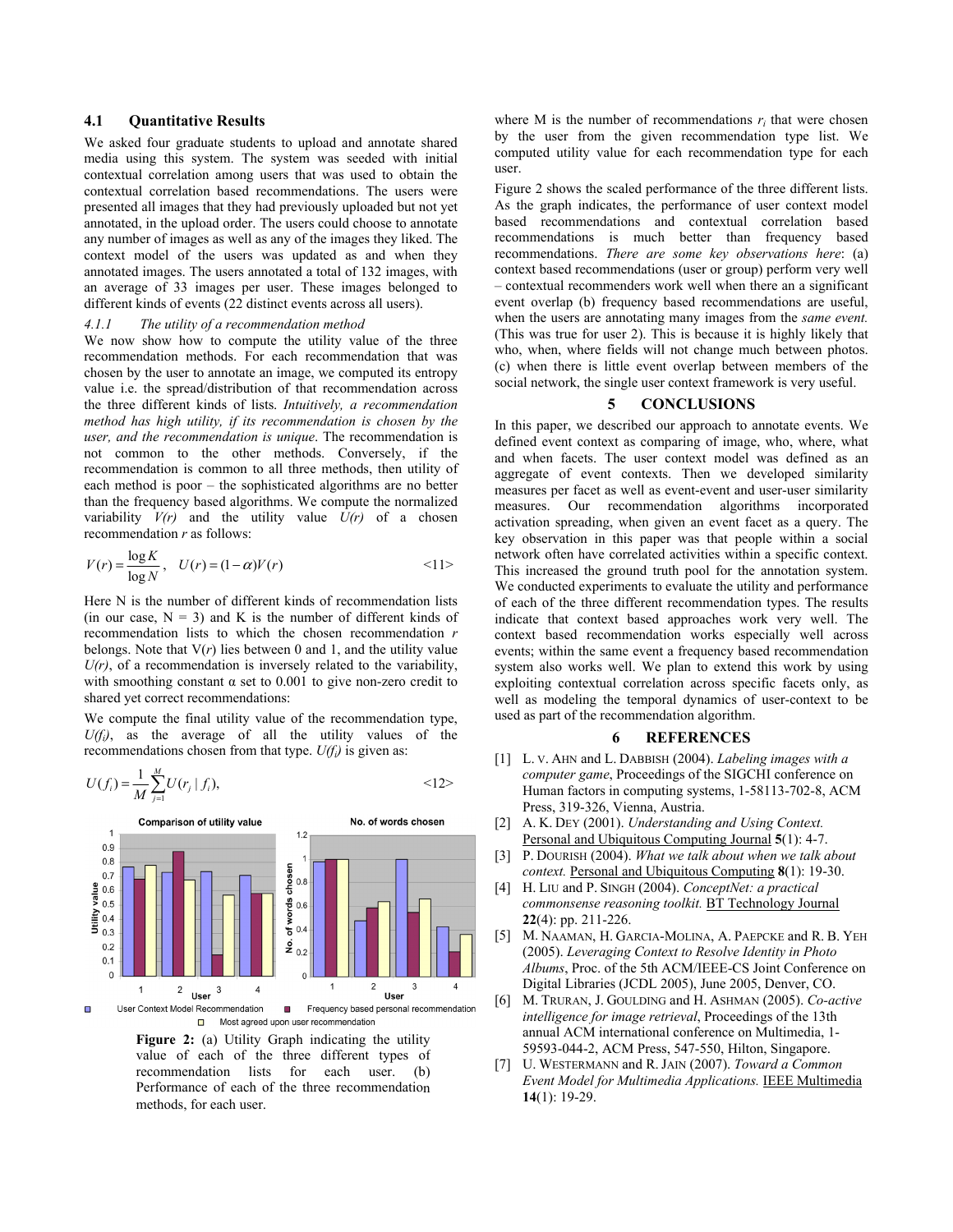### 4.1 Quantitative Results

We asked four graduate students to upload and annotate shared media using this system. The system was seeded with initial contextual correlation among users that was used to obtain the contextual correlation based recommendations. The users were presented all images that they had previously uploaded but not yet annotated, in the upload order. The users could choose to annotate any number of images as well as any of the images they liked. The context model of the users was updated as and when they annotated images. The users annotated a total of 132 images, with an average of 33 images per user. These images belonged to different kinds of events (22 distinct events across all users).

#### 4.1.1 The utility of a recommendation method

We now show how to compute the utility value of the three recommendation methods. For each recommendation that was chosen by the user to annotate an image, we computed its entropy value i.e. the spread/distribution of that recommendation across the three different kinds of lists. *Intuitively, a recommendation method has high utility, if its recommendation is chosen by the user, and the recommendation is unique*. The recommendation is not common to the other methods. Conversely, if the recommendation is common to all three methods, then utility of each method is poor – the sophisticated algorithms are no better than the frequency based algorithms. We compute the normalized variability $V(r)$ and the utility value $U(r)$ of a chosen recommendation $r$ as follows:

$$V(r) = \frac{\log K}{\log N}, \quad U(r) = (1-\alpha)V(r) \qquad \text{<11>}$$

Here N is the number of different kinds of recommendation lists (in our case, N = 3) and K is the number of different kinds of recommendation lists to which the chosen recommendation $r$ belongs. Note that $V(r)$ lies between 0 and 1, and the utility value $U(r)$, of a recommendation is inversely related to the variability, with smoothing constant $\alpha$ set to 0.001 to give non-zero credit to shared yet correct recommendations:

We compute the final utility value of the recommendation type, $U(f_i)$, as the average of all the utility values of the recommendations chosen from that type. $U(f_i)$ is given as:

$$U(f_i) = \frac{1}{M}\sum_{j=1}^{M} U(r_j \mid f_i), \qquad \text{<12>}$$

Comparison of utility value
Utility value
0, 0.1, 0.2, 0.3, 0.4, 0.5, 0.6, 0.7, 0.8, 0.9, 1
User
1, 2, 3, 4

No. of words chosen
No. of words chosen
0, 0.2, 0.4, 0.6, 0.8, 1, 1.2
User
1, 2, 3, 4

User Context Model Recommendation
Frequency based personal recommendation
Most agreed upon user recommendation

**Figure 2:** (a) Utility Graph indicating the utility value of each of the three different types of recommendation lists for each user. (b) Performance of each of the three recommendation methods, for each user.

where M is the number of recommendations $r_i$ that were chosen by the user from the given recommendation type list. We computed utility value for each recommendation type for each user.

Figure 2 shows the scaled performance of the three different lists. As the graph indicates, the performance of user context model based recommendations and contextual correlation based recommendations is much better than frequency based recommendations. *There are some key observations here*: (a) context based recommendations (user or group) perform very well – contextual recommenders work well when there an a significant event overlap (b) frequency based recommendations are useful, when the users are annotating many images from the *same event.* (This was true for user 2). This is because it is highly likely that who, when, where fields will not change much between photos. (c) when there is little event overlap between members of the social network, the single user context framework is very useful.

## 5 CONCLUSIONS

In this paper, we described our approach to annotate events. We defined event context as comparing of image, who, where, what and when facets. The user context model was defined as an aggregate of event contexts. Then we developed similarity measures per facet as well as event-event and user-user similarity measures. Our recommendation algorithms incorporated activation spreading, when given an event facet as a query. The key observation in this paper was that people within a social network often have correlated activities within a specific context. This increased the ground truth pool for the annotation system. We conducted experiments to evaluate the utility and performance of each of the three different recommendation types. The results indicate that context based approaches work very well. The context based recommendation works especially well across events; within the same event a frequency based recommendation system also works well. We plan to extend this work by using exploiting contextual correlation across specific facets only, as well as modeling the temporal dynamics of user-context to be used as part of the recommendation algorithm.

## 6 REFERENCES

[1] L. V. Ahn and L. Dabbish (2004). *Labeling images with a computer game*, Proceedings of the SIGCHI conference on Human factors in computing systems, 1-58113-702-8, ACM Press, 319-326, Vienna, Austria.

[2] A. K. Dey (2001). *Understanding and Using Context.* Personal and Ubiquitous Computing Journal **5**(1): 4-7.

[3] P. Dourish (2004). *What we talk about when we talk about context.* Personal and Ubiquitous Computing **8**(1): 19-30.

[4] H. Liu and P. Singh (2004). *ConceptNet: a practical commonsense reasoning toolkit.* BT Technology Journal **22**(4): pp. 211-226.

[5] M. Naaman, H. Garcia-Molina, A. Paepcke and R. B. Yeh (2005). *Leveraging Context to Resolve Identity in Photo Albums*, Proc. of the 5th ACM/IEEE-CS Joint Conference on Digital Libraries (JCDL 2005), June 2005, Denver, CO.

[6] M. Truran, J. Goulding and H. Ashman (2005). *Co-active intelligence for image retrieval*, Proceedings of the 13th annual ACM international conference on Multimedia, 1-59593-044-2, ACM Press, 547-550, Hilton, Singapore.

[7] U. Westermann and R. Jain (2007). *Toward a Common Event Model for Multimedia Applications.* IEEE Multimedia **14**(1): 19-29.